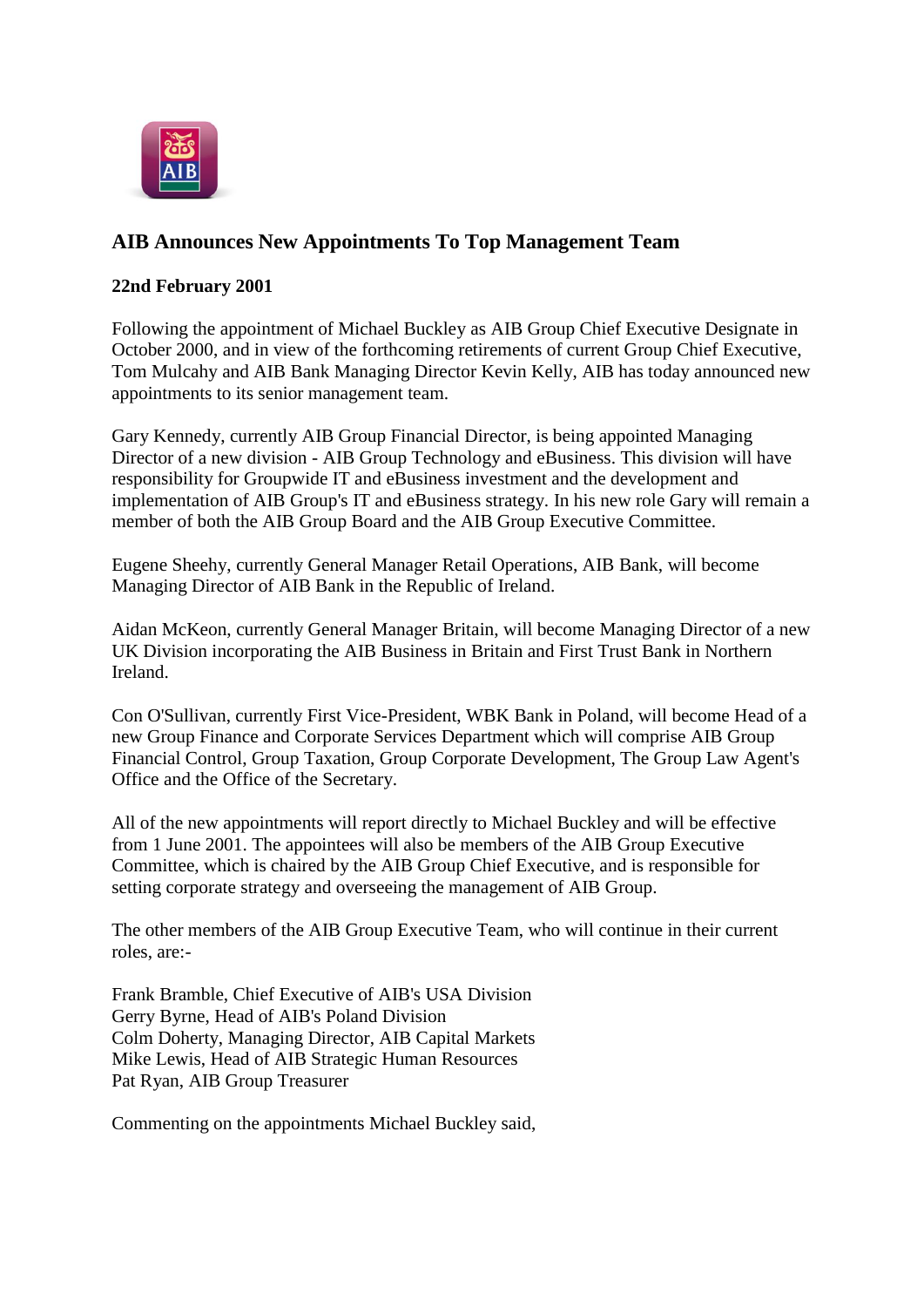## AIB Announces New Appointments To Top Management Team

**22nd February 2001**

Following the appointment of Michael Buckley as AIB Group Chief Executive Designate in October 2000, and in view of the forthcoming retirements of current Group Chief Executive, Tom Mulcahy and AIB Bank Managing Director Kevin Kelly, AIB has today announced new appointments to its senior management team.

Gary Kennedy, currently AIB Group Financial Director, is being appointed Managing Director of a new division - AIB Group Technology and eBusiness. This division will have responsibility for Groupwide IT and eBusiness investment and the development and implementation of AIB Group's IT and eBusiness strategy. In his new role Gary will remain a member of both the AIB Group Board and the AIB Group Executive Committee.

Eugene Sheehy, currently General Manager Retail Operations, AIB Bank, will become Managing Director of AIB Bank in the Republic of Ireland.

Aidan McKeon, currently General Manager Britain, will become Managing Director of a new UK Division incorporating the AIB Business in Britain and First Trust Bank in Northern Ireland.

Con O'Sullivan, currently First Vice-President, WBK Bank in Poland, will become Head of a new Group Finance and Corporate Services Department which will comprise AIB Group Financial Control, Group Taxation, Group Corporate Development, The Group Law Agent's Office and the Office of the Secretary.

All of the new appointments will report directly to Michael Buckley and will be effective from 1 June 2001. The appointees will also be members of the AIB Group Executive Committee, which is chaired by the AIB Group Chief Executive, and is responsible for setting corporate strategy and overseeing the management of AIB Group.

The other members of the AIB Group Executive Team, who will continue in their current roles, are:-

Frank Bramble, Chief Executive of AIB's USA Division
Gerry Byrne, Head of AIB's Poland Division
Colm Doherty, Managing Director, AIB Capital Markets
Mike Lewis, Head of AIB Strategic Human Resources
Pat Ryan, AIB Group Treasurer

Commenting on the appointments Michael Buckley said,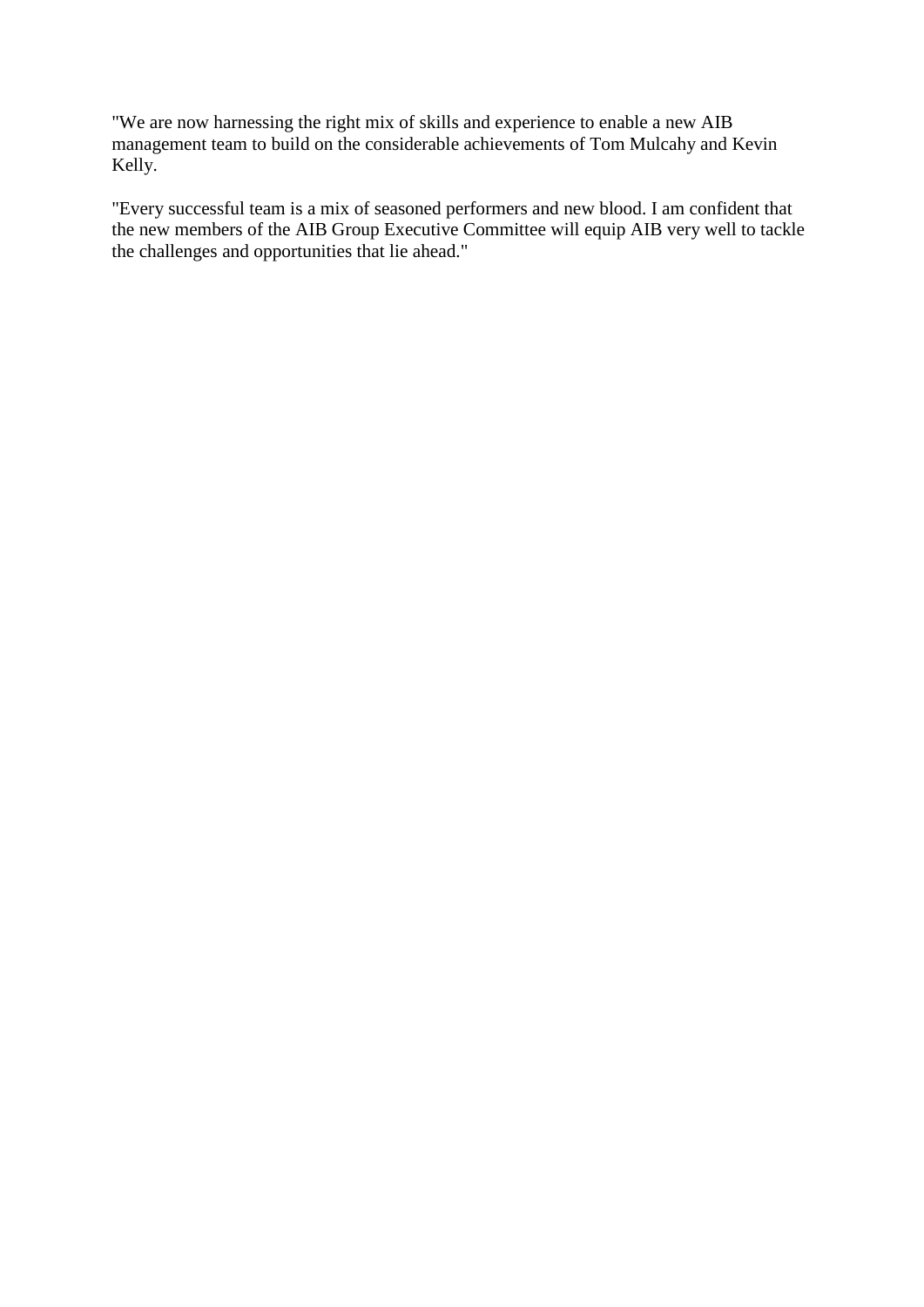"We are now harnessing the right mix of skills and experience to enable a new AIB management team to build on the considerable achievements of Tom Mulcahy and Kevin Kelly.

"Every successful team is a mix of seasoned performers and new blood. I am confident that the new members of the AIB Group Executive Committee will equip AIB very well to tackle the challenges and opportunities that lie ahead."